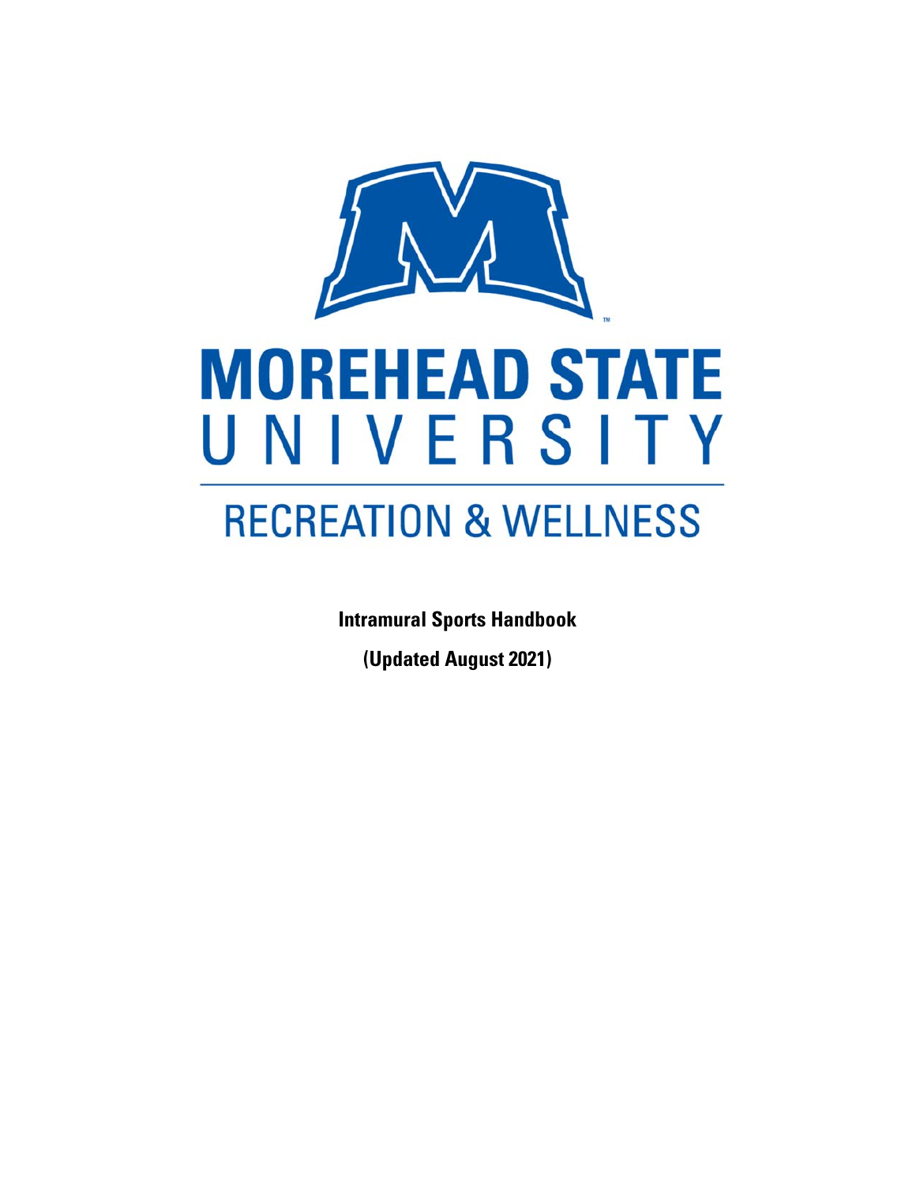# MOREHEAD STATE UNIVERSITY

## RECREATION & WELLNESS

**Intramural Sports Handbook**

**(Updated August 2021)**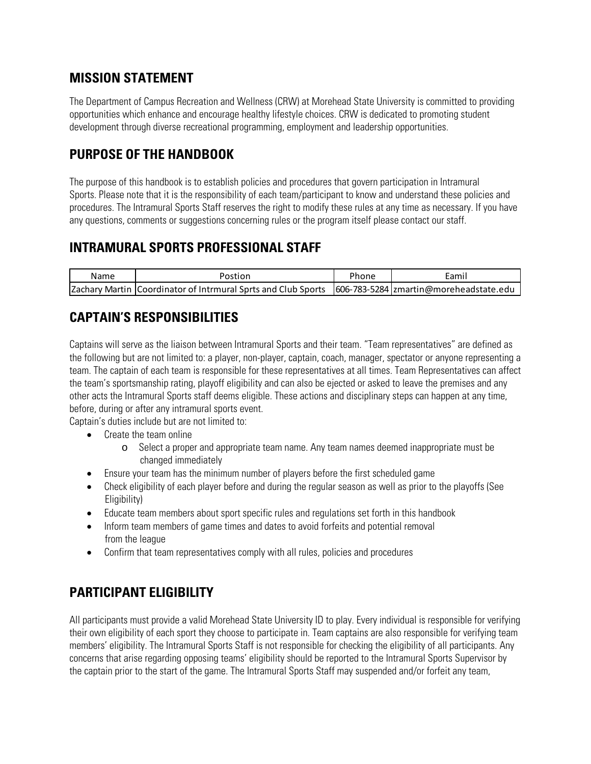## MISSION STATEMENT

The Department of Campus Recreation and Wellness (CRW) at Morehead State University is committed to providing opportunities which enhance and encourage healthy lifestyle choices. CRW is dedicated to promoting student development through diverse recreational programming, employment and leadership opportunities.

## PURPOSE OF THE HANDBOOK

The purpose of this handbook is to establish policies and procedures that govern participation in Intramural Sports. Please note that it is the responsibility of each team/participant to know and understand these policies and procedures. The Intramural Sports Staff reserves the right to modify these rules at any time as necessary. If you have any questions, comments or suggestions concerning rules or the program itself please contact our staff.

## INTRAMURAL SPORTS PROFESSIONAL STAFF

| Name | Postion | Phone | Eamil |
|---|---|---|---|
| Zachary Martin | Coordinator of Intrmural Sprts and Club Sports | 606-783-5284 | zmartin@moreheadstate.edu |

## CAPTAIN'S RESPONSIBILITIES

Captains will serve as the liaison between Intramural Sports and their team. "Team representatives" are defined as the following but are not limited to: a player, non-player, captain, coach, manager, spectator or anyone representing a team. The captain of each team is responsible for these representatives at all times. Team Representatives can affect the team's sportsmanship rating, playoff eligibility and can also be ejected or asked to leave the premises and any other acts the Intramural Sports staff deems eligible. These actions and disciplinary steps can happen at any time, before, during or after any intramural sports event.

Captain's duties include but are not limited to:

- Create the team online
    - Select a proper and appropriate team name. Any team names deemed inappropriate must be changed immediately
- Ensure your team has the minimum number of players before the first scheduled game
- Check eligibility of each player before and during the regular season as well as prior to the playoffs (See Eligibility)
- Educate team members about sport specific rules and regulations set forth in this handbook
- Inform team members of game times and dates to avoid forfeits and potential removal from the league
- Confirm that team representatives comply with all rules, policies and procedures

## PARTICIPANT ELIGIBILITY

All participants must provide a valid Morehead State University ID to play. Every individual is responsible for verifying their own eligibility of each sport they choose to participate in. Team captains are also responsible for verifying team members' eligibility. The Intramural Sports Staff is not responsible for checking the eligibility of all participants. Any concerns that arise regarding opposing teams' eligibility should be reported to the Intramural Sports Supervisor by the captain prior to the start of the game. The Intramural Sports Staff may suspended and/or forfeit any team,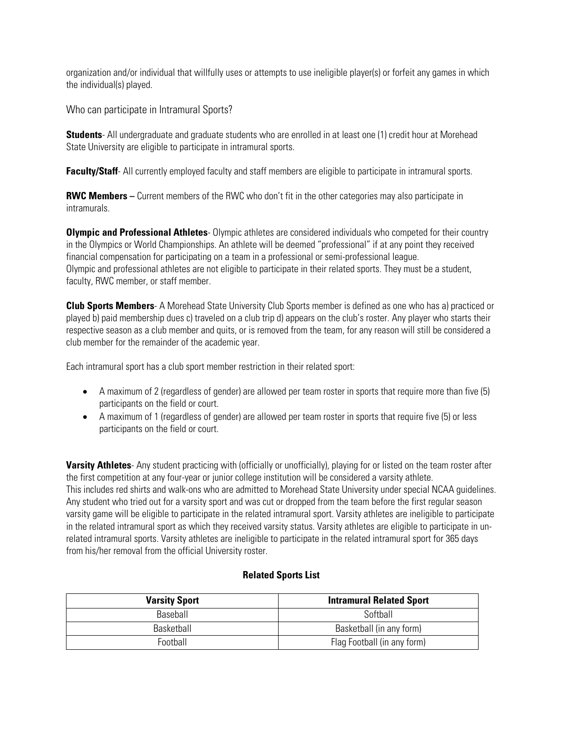organization and/or individual that willfully uses or attempts to use ineligible player(s) or forfeit any games in which the individual(s) played.

## Who can participate in Intramural Sports?

**Students**- All undergraduate and graduate students who are enrolled in at least one (1) credit hour at Morehead State University are eligible to participate in intramural sports.

**Faculty/Staff**- All currently employed faculty and staff members are eligible to participate in intramural sports.

**RWC Members –** Current members of the RWC who don't fit in the other categories may also participate in intramurals.

**Olympic and Professional Athletes**- Olympic athletes are considered individuals who competed for their country in the Olympics or World Championships. An athlete will be deemed "professional" if at any point they received financial compensation for participating on a team in a professional or semi-professional league.
Olympic and professional athletes are not eligible to participate in their related sports. They must be a student, faculty, RWC member, or staff member.

**Club Sports Members**- A Morehead State University Club Sports member is defined as one who has a) practiced or played b) paid membership dues c) traveled on a club trip d) appears on the club's roster. Any player who starts their respective season as a club member and quits, or is removed from the team, for any reason will still be considered a club member for the remainder of the academic year.

Each intramural sport has a club sport member restriction in their related sport:

- A maximum of 2 (regardless of gender) are allowed per team roster in sports that require more than five (5) participants on the field or court.
- A maximum of 1 (regardless of gender) are allowed per team roster in sports that require five (5) or less participants on the field or court.

**Varsity Athletes**- Any student practicing with (officially or unofficially), playing for or listed on the team roster after the first competition at any four-year or junior college institution will be considered a varsity athlete.
This includes red shirts and walk-ons who are admitted to Morehead State University under special NCAA guidelines. Any student who tried out for a varsity sport and was cut or dropped from the team before the first regular season varsity game will be eligible to participate in the related intramural sport. Varsity athletes are ineligible to participate in the related intramural sport as which they received varsity status. Varsity athletes are eligible to participate in un-related intramural sports. Varsity athletes are ineligible to participate in the related intramural sport for 365 days from his/her removal from the official University roster.

**Related Sports List**

| Varsity Sport | Intramural Related Sport |
|---|---|
| Baseball | Softball |
| Basketball | Basketball (in any form) |
| Football | Flag Football (in any form) |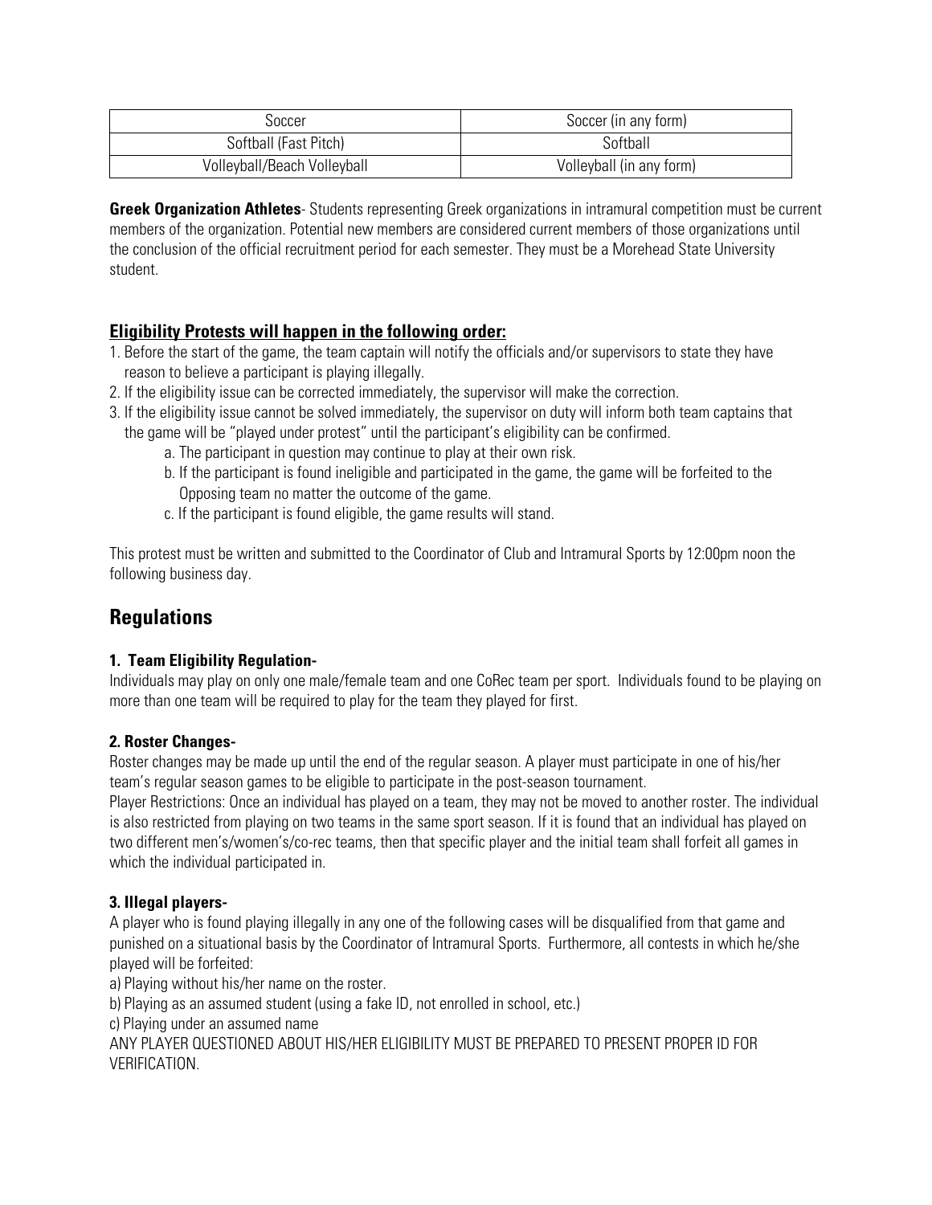| Soccer | Soccer (in any form) |
|---|---|
| Softball (Fast Pitch) | Softball |
| Volleyball/Beach Volleyball | Volleyball (in any form) |

**Greek Organization Athletes**- Students representing Greek organizations in intramural competition must be current members of the organization. Potential new members are considered current members of those organizations until the conclusion of the official recruitment period for each semester. They must be a Morehead State University student.

### Eligibility Protests will happen in the following order:

1. Before the start of the game, the team captain will notify the officials and/or supervisors to state they have reason to believe a participant is playing illegally.
2. If the eligibility issue can be corrected immediately, the supervisor will make the correction.
3. If the eligibility issue cannot be solved immediately, the supervisor on duty will inform both team captains that the game will be "played under protest" until the participant's eligibility can be confirmed.
   a. The participant in question may continue to play at their own risk.
   b. If the participant is found ineligible and participated in the game, the game will be forfeited to the Opposing team no matter the outcome of the game.
   c. If the participant is found eligible, the game results will stand.

This protest must be written and submitted to the Coordinator of Club and Intramural Sports by 12:00pm noon the following business day.

## Regulations

**1. Team Eligibility Regulation-**

Individuals may play on only one male/female team and one CoRec team per sport. Individuals found to be playing on more than one team will be required to play for the team they played for first.

**2. Roster Changes-**

Roster changes may be made up until the end of the regular season. A player must participate in one of his/her team's regular season games to be eligible to participate in the post-season tournament.

Player Restrictions: Once an individual has played on a team, they may not be moved to another roster. The individual is also restricted from playing on two teams in the same sport season. If it is found that an individual has played on two different men's/women's/co-rec teams, then that specific player and the initial team shall forfeit all games in which the individual participated in.

**3. Illegal players-**

A player who is found playing illegally in any one of the following cases will be disqualified from that game and punished on a situational basis by the Coordinator of Intramural Sports. Furthermore, all contests in which he/she played will be forfeited:

a) Playing without his/her name on the roster.

b) Playing as an assumed student (using a fake ID, not enrolled in school, etc.)

c) Playing under an assumed name

ANY PLAYER QUESTIONED ABOUT HIS/HER ELIGIBILITY MUST BE PREPARED TO PRESENT PROPER ID FOR VERIFICATION.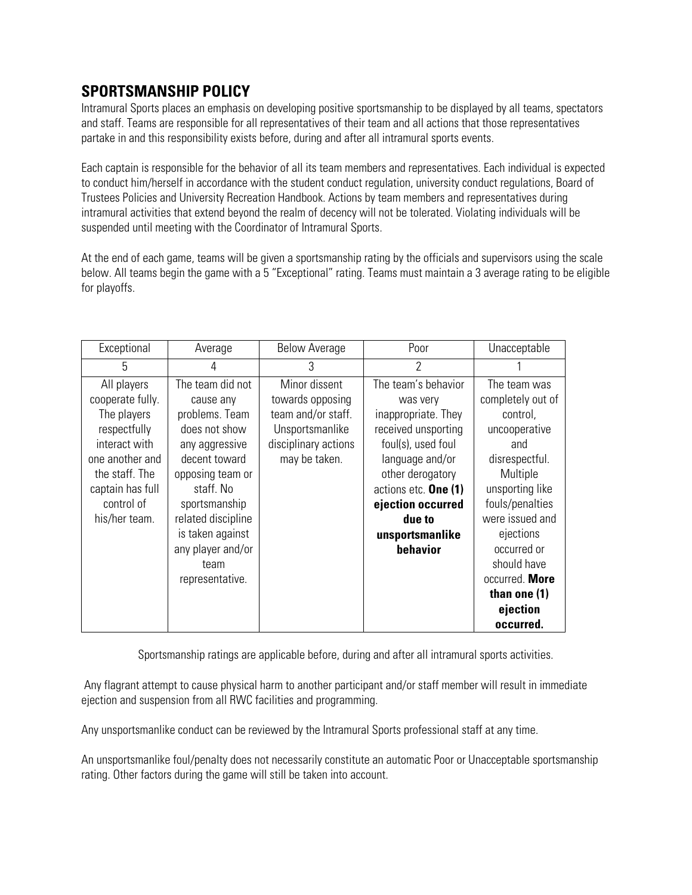## SPORTSMANSHIP POLICY

Intramural Sports places an emphasis on developing positive sportsmanship to be displayed by all teams, spectators and staff. Teams are responsible for all representatives of their team and all actions that those representatives partake in and this responsibility exists before, during and after all intramural sports events.

Each captain is responsible for the behavior of all its team members and representatives. Each individual is expected to conduct him/herself in accordance with the student conduct regulation, university conduct regulations, Board of Trustees Policies and University Recreation Handbook. Actions by team members and representatives during intramural activities that extend beyond the realm of decency will not be tolerated. Violating individuals will be suspended until meeting with the Coordinator of Intramural Sports.

At the end of each game, teams will be given a sportsmanship rating by the officials and supervisors using the scale below. All teams begin the game with a 5 "Exceptional" rating. Teams must maintain a 3 average rating to be eligible for playoffs.

| Exceptional | Average | Below Average | Poor | Unacceptable |
|---|---|---|---|---|
| 5 | 4 | 3 | 2 | 1 |
| All players cooperate fully. The players respectfully interact with one another and the staff. The captain has full control of his/her team. | The team did not cause any problems. Team does not show any aggressive decent toward opposing team or staff. No sportsmanship related discipline is taken against any player and/or team representative. | Minor dissent towards opposing team and/or staff. Unsportsmanlike disciplinary actions may be taken. | The team's behavior was very inappropriate. They received unsporting foul(s), used foul language and/or other derogatory actions etc. **One (1) ejection occurred due to unsportsmanlike behavior** | The team was completely out of control, uncooperative and disrespectful. Multiple unsporting like fouls/penalties were issued and ejections occurred or should have occurred. **More than one (1) ejection occurred.** |

Sportsmanship ratings are applicable before, during and after all intramural sports activities.

Any flagrant attempt to cause physical harm to another participant and/or staff member will result in immediate ejection and suspension from all RWC facilities and programming.

Any unsportsmanlike conduct can be reviewed by the Intramural Sports professional staff at any time.

An unsportsmanlike foul/penalty does not necessarily constitute an automatic Poor or Unacceptable sportsmanship rating. Other factors during the game will still be taken into account.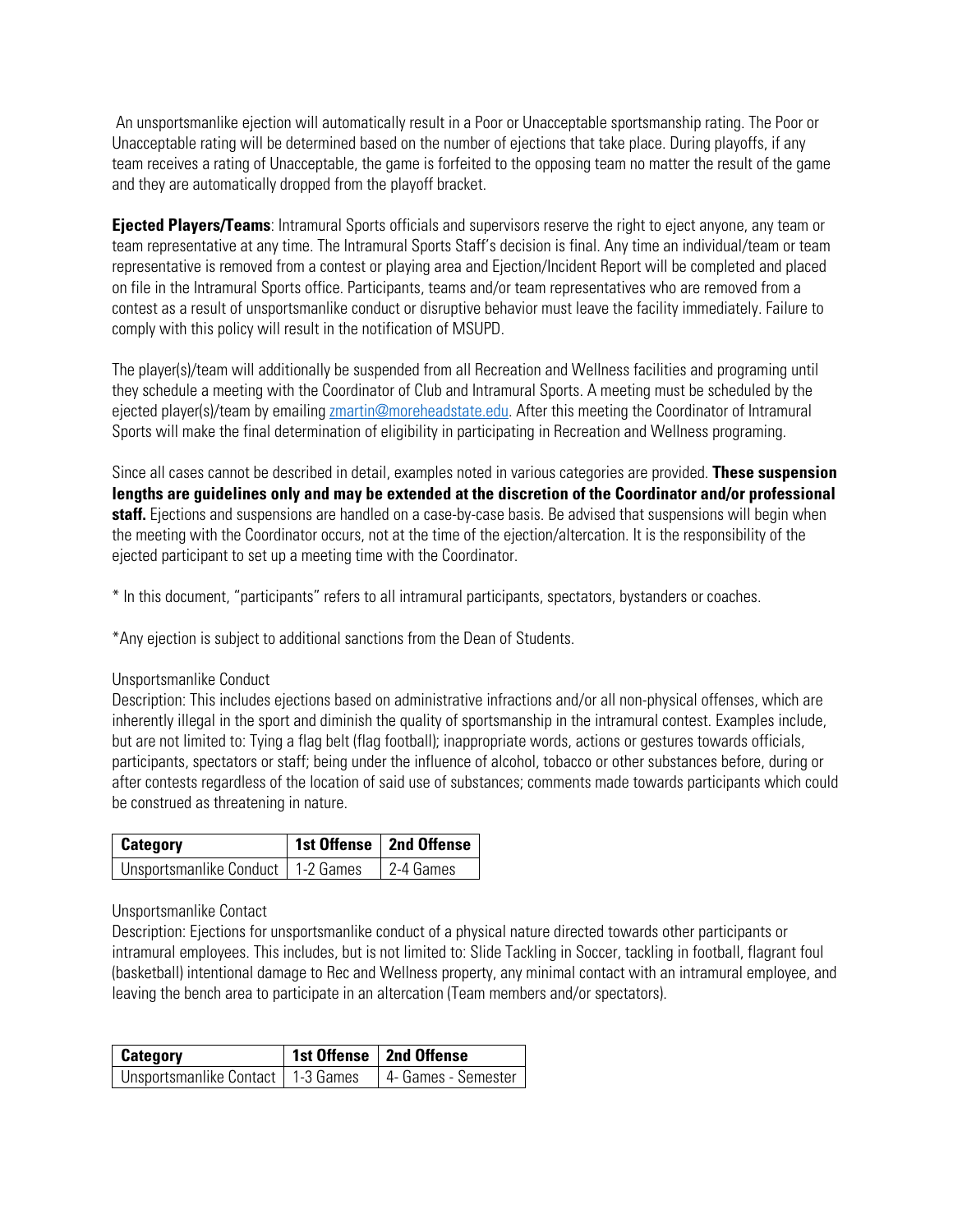An unsportsmanlike ejection will automatically result in a Poor or Unacceptable sportsmanship rating. The Poor or Unacceptable rating will be determined based on the number of ejections that take place. During playoffs, if any team receives a rating of Unacceptable, the game is forfeited to the opposing team no matter the result of the game and they are automatically dropped from the playoff bracket.

**Ejected Players/Teams**: Intramural Sports officials and supervisors reserve the right to eject anyone, any team or team representative at any time. The Intramural Sports Staff's decision is final. Any time an individual/team or team representative is removed from a contest or playing area and Ejection/Incident Report will be completed and placed on file in the Intramural Sports office. Participants, teams and/or team representatives who are removed from a contest as a result of unsportsmanlike conduct or disruptive behavior must leave the facility immediately. Failure to comply with this policy will result in the notification of MSUPD.

The player(s)/team will additionally be suspended from all Recreation and Wellness facilities and programing until they schedule a meeting with the Coordinator of Club and Intramural Sports. A meeting must be scheduled by the ejected player(s)/team by emailing zmartin@moreheadstate.edu. After this meeting the Coordinator of Intramural Sports will make the final determination of eligibility in participating in Recreation and Wellness programing.

Since all cases cannot be described in detail, examples noted in various categories are provided. **These suspension lengths are guidelines only and may be extended at the discretion of the Coordinator and/or professional staff.** Ejections and suspensions are handled on a case-by-case basis. Be advised that suspensions will begin when the meeting with the Coordinator occurs, not at the time of the ejection/altercation. It is the responsibility of the ejected participant to set up a meeting time with the Coordinator.

* In this document, "participants" refers to all intramural participants, spectators, bystanders or coaches.

*Any ejection is subject to additional sanctions from the Dean of Students.

Unsportsmanlike Conduct
Description: This includes ejections based on administrative infractions and/or all non-physical offenses, which are inherently illegal in the sport and diminish the quality of sportsmanship in the intramural contest. Examples include, but are not limited to: Tying a flag belt (flag football); inappropriate words, actions or gestures towards officials, participants, spectators or staff; being under the influence of alcohol, tobacco or other substances before, during or after contests regardless of the location of said use of substances; comments made towards participants which could be construed as threatening in nature.

| Category | 1st Offense | 2nd Offense |
|---|---|---|
| Unsportsmanlike Conduct | 1-2 Games | 2-4 Games |

Unsportsmanlike Contact
Description: Ejections for unsportsmanlike conduct of a physical nature directed towards other participants or intramural employees. This includes, but is not limited to: Slide Tackling in Soccer, tackling in football, flagrant foul (basketball) intentional damage to Rec and Wellness property, any minimal contact with an intramural employee, and leaving the bench area to participate in an altercation (Team members and/or spectators).

| Category | 1st Offense | 2nd Offense |
|---|---|---|
| Unsportsmanlike Contact | 1-3 Games | 4- Games - Semester |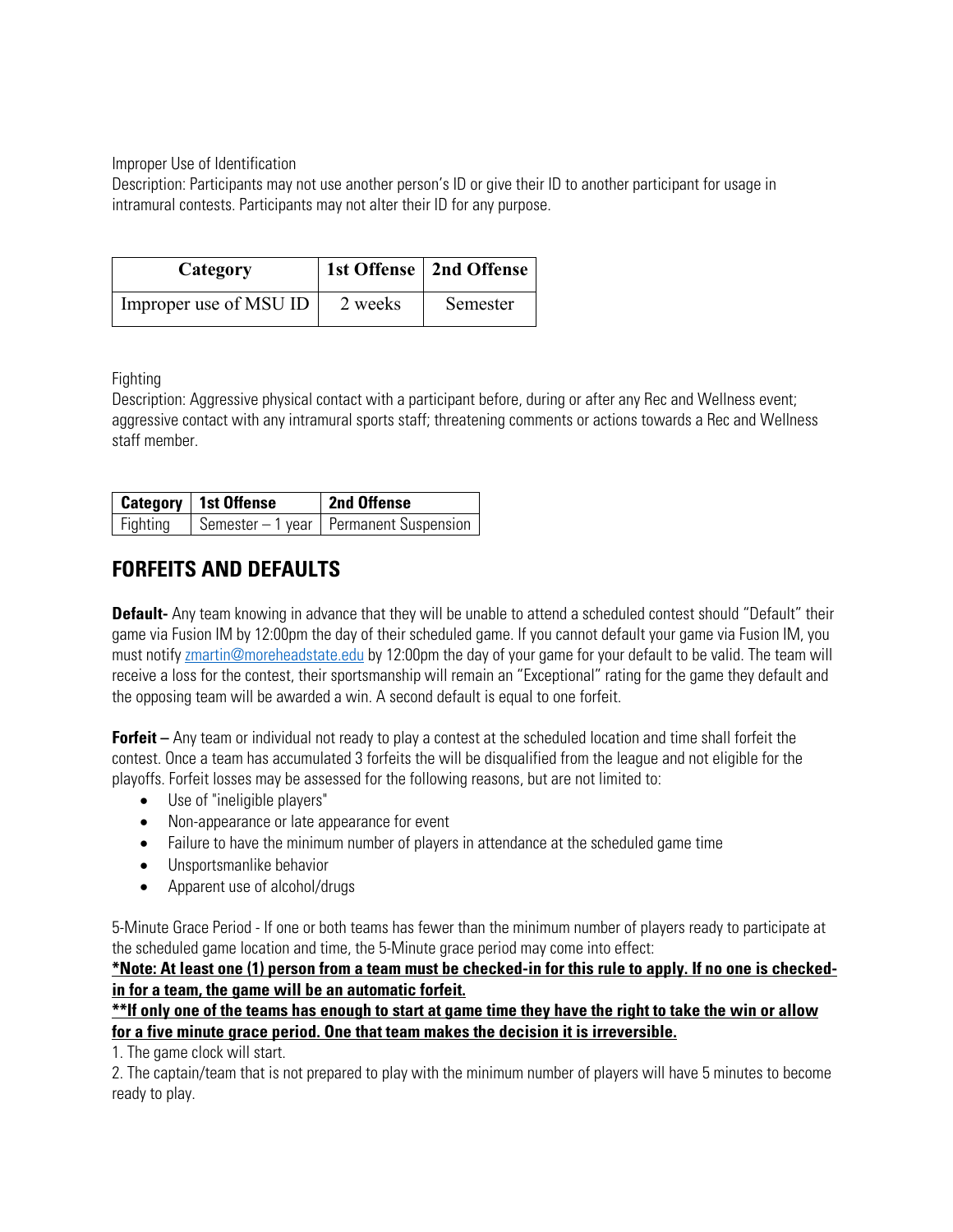Improper Use of Identification
Description: Participants may not use another person's ID or give their ID to another participant for usage in intramural contests. Participants may not alter their ID for any purpose.

| Category | 1st Offense | 2nd Offense |
|---|---|---|
| Improper use of MSU ID | 2 weeks | Semester |

Fighting
Description: Aggressive physical contact with a participant before, during or after any Rec and Wellness event; aggressive contact with any intramural sports staff; threatening comments or actions towards a Rec and Wellness staff member.

| Category | 1st Offense | 2nd Offense |
|---|---|---|
| Fighting | Semester – 1 year | Permanent Suspension |

## FORFEITS AND DEFAULTS

**Default-** Any team knowing in advance that they will be unable to attend a scheduled contest should "Default" their game via Fusion IM by 12:00pm the day of their scheduled game. If you cannot default your game via Fusion IM, you must notify zmartin@moreheadstate.edu by 12:00pm the day of your game for your default to be valid. The team will receive a loss for the contest, their sportsmanship will remain an "Exceptional" rating for the game they default and the opposing team will be awarded a win. A second default is equal to one forfeit.

**Forfeit –** Any team or individual not ready to play a contest at the scheduled location and time shall forfeit the contest. Once a team has accumulated 3 forfeits the will be disqualified from the league and not eligible for the playoffs. Forfeit losses may be assessed for the following reasons, but are not limited to:

- Use of "ineligible players"
- Non-appearance or late appearance for event
- Failure to have the minimum number of players in attendance at the scheduled game time
- Unsportsmanlike behavior
- Apparent use of alcohol/drugs

5-Minute Grace Period - If one or both teams has fewer than the minimum number of players ready to participate at the scheduled game location and time, the 5-Minute grace period may come into effect:

***Note: At least one (1) person from a team must be checked-in for this rule to apply. If no one is checked-in for a team, the game will be an automatic forfeit.**

****If only one of the teams has enough to start at game time they have the right to take the win or allow for a five minute grace period. One that team makes the decision it is irreversible.**

1. The game clock will start.
2. The captain/team that is not prepared to play with the minimum number of players will have 5 minutes to become ready to play.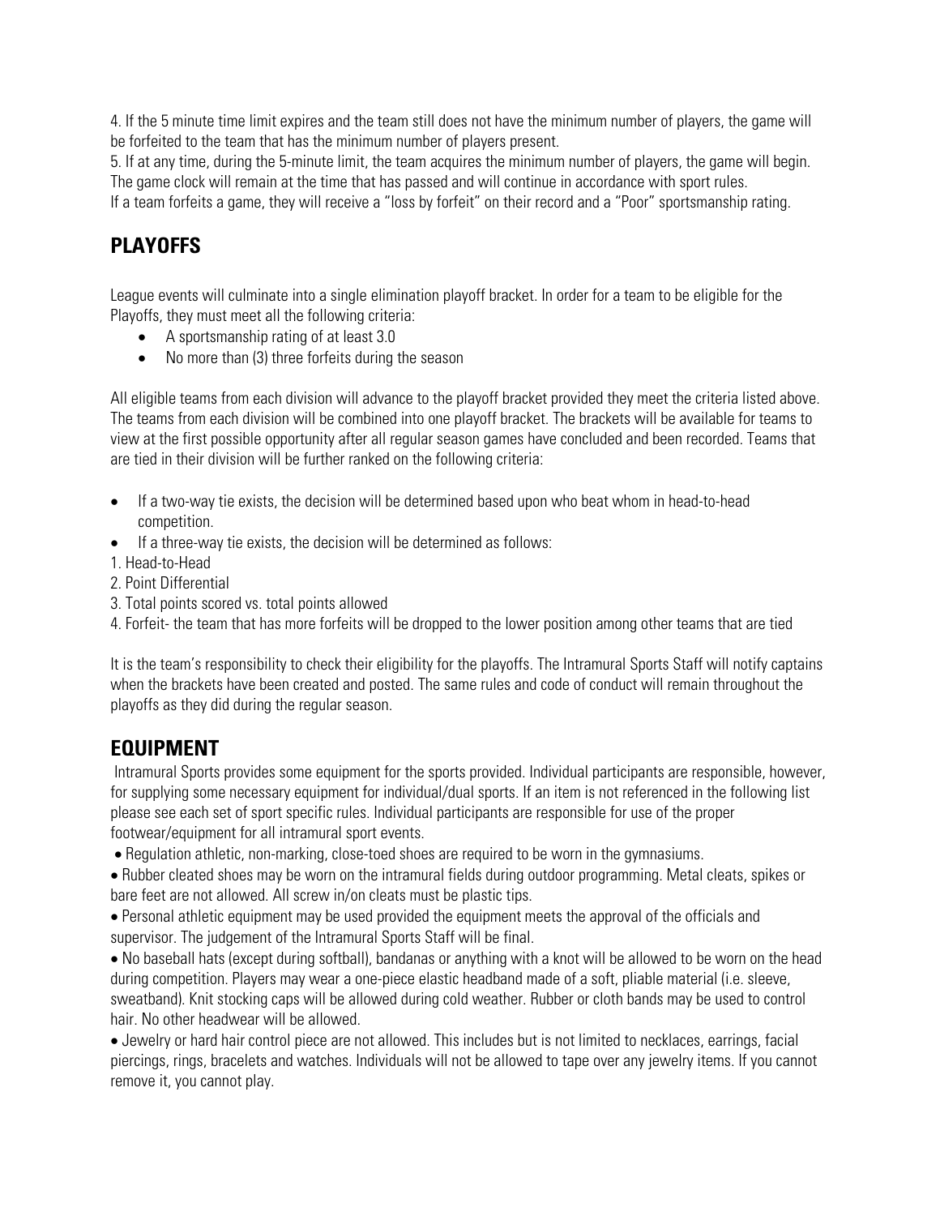4. If the 5 minute time limit expires and the team still does not have the minimum number of players, the game will be forfeited to the team that has the minimum number of players present.

5. If at any time, during the 5-minute limit, the team acquires the minimum number of players, the game will begin. The game clock will remain at the time that has passed and will continue in accordance with sport rules.

If a team forfeits a game, they will receive a "loss by forfeit" on their record and a "Poor" sportsmanship rating.

## PLAYOFFS

League events will culminate into a single elimination playoff bracket. In order for a team to be eligible for the Playoffs, they must meet all the following criteria:

- A sportsmanship rating of at least 3.0
- No more than (3) three forfeits during the season

All eligible teams from each division will advance to the playoff bracket provided they meet the criteria listed above. The teams from each division will be combined into one playoff bracket. The brackets will be available for teams to view at the first possible opportunity after all regular season games have concluded and been recorded. Teams that are tied in their division will be further ranked on the following criteria:

- If a two-way tie exists, the decision will be determined based upon who beat whom in head-to-head competition.
- If a three-way tie exists, the decision will be determined as follows:

1. Head-to-Head
2. Point Differential
3. Total points scored vs. total points allowed
4. Forfeit- the team that has more forfeits will be dropped to the lower position among other teams that are tied

It is the team's responsibility to check their eligibility for the playoffs. The Intramural Sports Staff will notify captains when the brackets have been created and posted. The same rules and code of conduct will remain throughout the playoffs as they did during the regular season.

## EQUIPMENT

Intramural Sports provides some equipment for the sports provided. Individual participants are responsible, however, for supplying some necessary equipment for individual/dual sports. If an item is not referenced in the following list please see each set of sport specific rules. Individual participants are responsible for use of the proper footwear/equipment for all intramural sport events.

- Regulation athletic, non-marking, close-toed shoes are required to be worn in the gymnasiums.
- Rubber cleated shoes may be worn on the intramural fields during outdoor programming. Metal cleats, spikes or bare feet are not allowed. All screw in/on cleats must be plastic tips.
- Personal athletic equipment may be used provided the equipment meets the approval of the officials and supervisor. The judgement of the Intramural Sports Staff will be final.
- No baseball hats (except during softball), bandanas or anything with a knot will be allowed to be worn on the head during competition. Players may wear a one-piece elastic headband made of a soft, pliable material (i.e. sleeve, sweatband). Knit stocking caps will be allowed during cold weather. Rubber or cloth bands may be used to control hair. No other headwear will be allowed.
- Jewelry or hard hair control piece are not allowed. This includes but is not limited to necklaces, earrings, facial piercings, rings, bracelets and watches. Individuals will not be allowed to tape over any jewelry items. If you cannot remove it, you cannot play.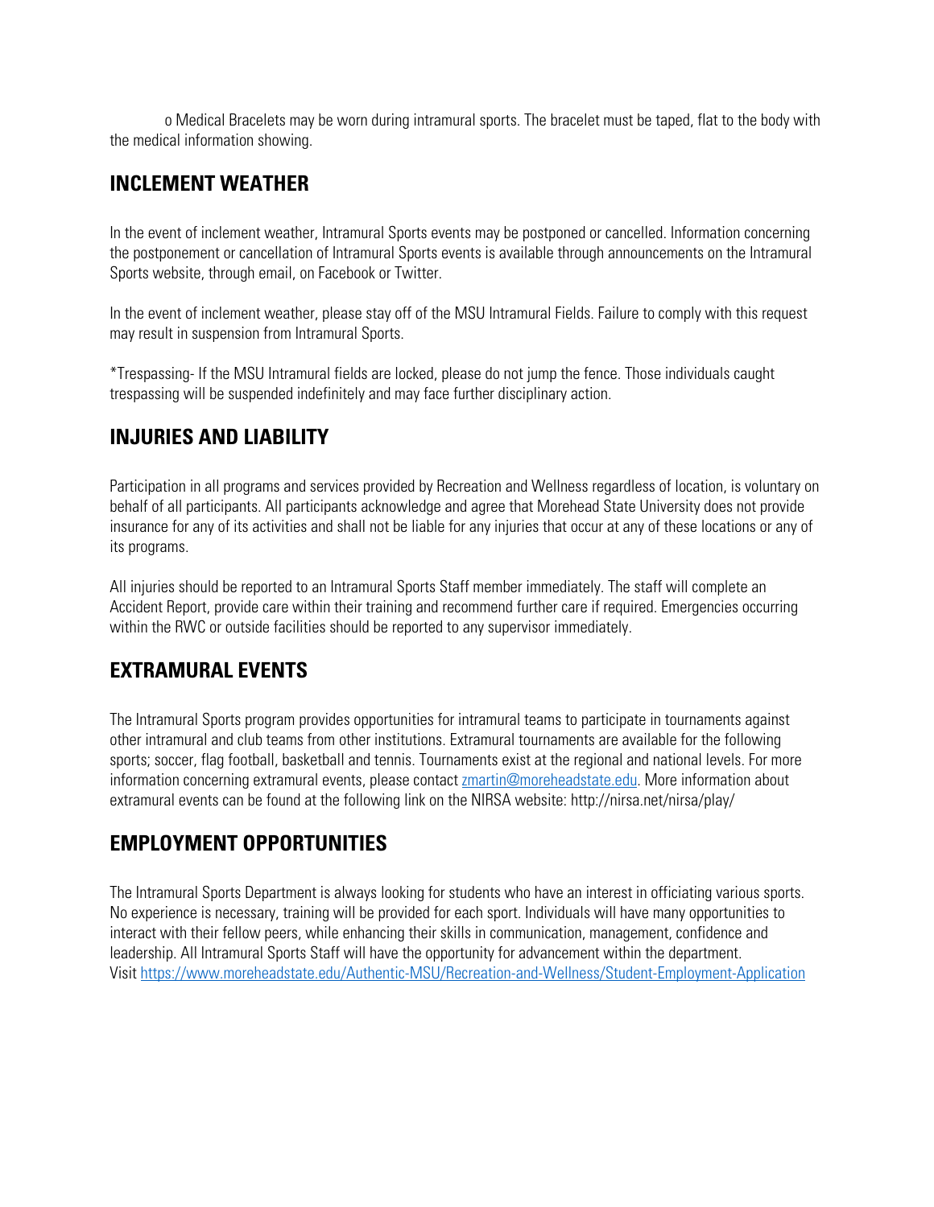o Medical Bracelets may be worn during intramural sports. The bracelet must be taped, flat to the body with the medical information showing.

## INCLEMENT WEATHER

In the event of inclement weather, Intramural Sports events may be postponed or cancelled. Information concerning the postponement or cancellation of Intramural Sports events is available through announcements on the Intramural Sports website, through email, on Facebook or Twitter.

In the event of inclement weather, please stay off of the MSU Intramural Fields. Failure to comply with this request may result in suspension from Intramural Sports.

*Trespassing- If the MSU Intramural fields are locked, please do not jump the fence. Those individuals caught trespassing will be suspended indefinitely and may face further disciplinary action.

## INJURIES AND LIABILITY

Participation in all programs and services provided by Recreation and Wellness regardless of location, is voluntary on behalf of all participants. All participants acknowledge and agree that Morehead State University does not provide insurance for any of its activities and shall not be liable for any injuries that occur at any of these locations or any of its programs.

All injuries should be reported to an Intramural Sports Staff member immediately. The staff will complete an Accident Report, provide care within their training and recommend further care if required. Emergencies occurring within the RWC or outside facilities should be reported to any supervisor immediately.

## EXTRAMURAL EVENTS

The Intramural Sports program provides opportunities for intramural teams to participate in tournaments against other intramural and club teams from other institutions. Extramural tournaments are available for the following sports; soccer, flag football, basketball and tennis. Tournaments exist at the regional and national levels. For more information concerning extramural events, please contact zmartin@moreheadstate.edu. More information about extramural events can be found at the following link on the NIRSA website: http://nirsa.net/nirsa/play/

## EMPLOYMENT OPPORTUNITIES

The Intramural Sports Department is always looking for students who have an interest in officiating various sports. No experience is necessary, training will be provided for each sport. Individuals will have many opportunities to interact with their fellow peers, while enhancing their skills in communication, management, confidence and leadership. All Intramural Sports Staff will have the opportunity for advancement within the department. Visit https://www.moreheadstate.edu/Authentic-MSU/Recreation-and-Wellness/Student-Employment-Application